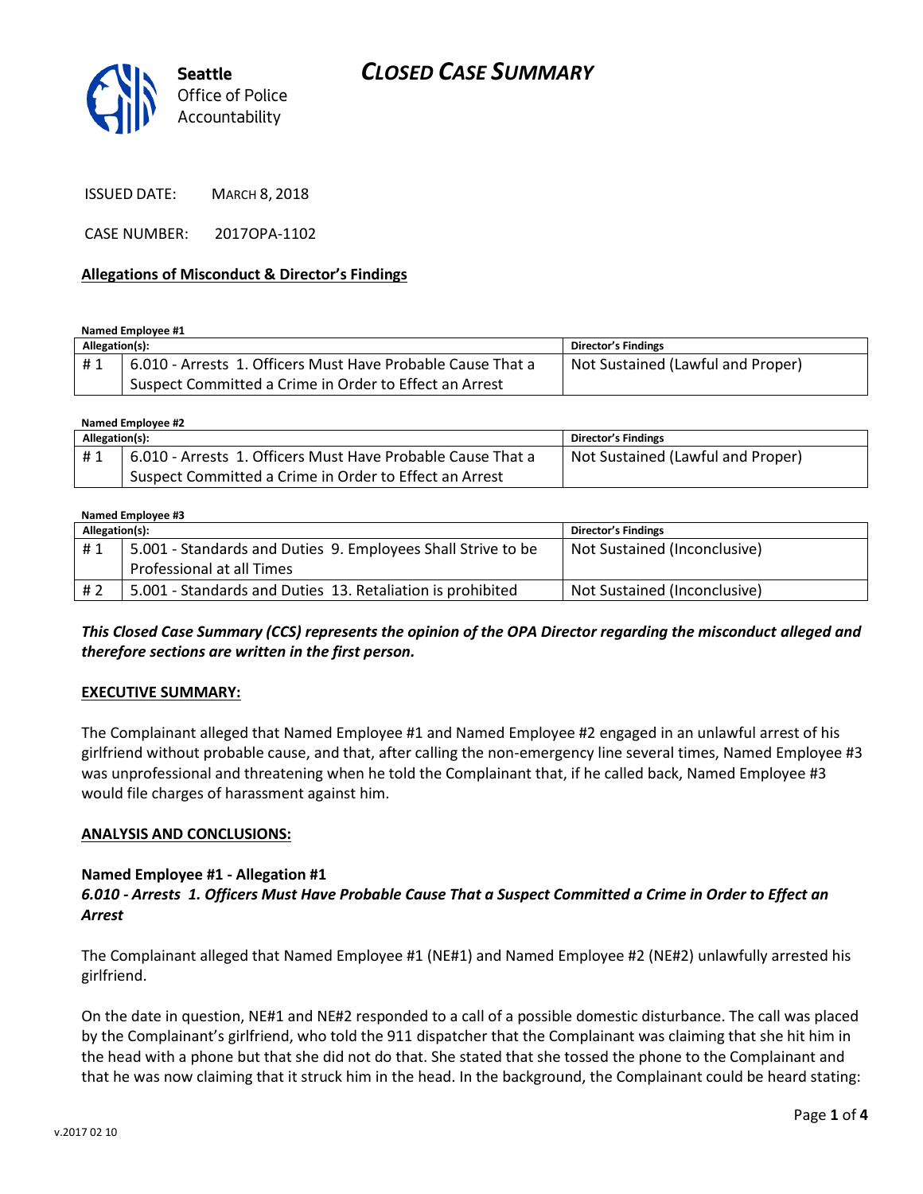# CLOSED CASE SUMMARY

Seattle Office of Police Accountability

ISSUED DATE: MARCH 8, 2018

CASE NUMBER: 2017OPA-1102

**Allegations of Misconduct & Director's Findings**

**Named Employee #1**

| Allegation(s): | | Director's Findings |
|---|---|---|
| # 1 | 6.010 - Arrests 1. Officers Must Have Probable Cause That a Suspect Committed a Crime in Order to Effect an Arrest | Not Sustained (Lawful and Proper) |

**Named Employee #2**

| Allegation(s): | | Director's Findings |
|---|---|---|
| # 1 | 6.010 - Arrests 1. Officers Must Have Probable Cause That a Suspect Committed a Crime in Order to Effect an Arrest | Not Sustained (Lawful and Proper) |

**Named Employee #3**

| Allegation(s): | | Director's Findings |
|---|---|---|
| # 1 | 5.001 - Standards and Duties 9. Employees Shall Strive to be Professional at all Times | Not Sustained (Inconclusive) |
| # 2 | 5.001 - Standards and Duties 13. Retaliation is prohibited | Not Sustained (Inconclusive) |

***This Closed Case Summary (CCS) represents the opinion of the OPA Director regarding the misconduct alleged and therefore sections are written in the first person.***

**EXECUTIVE SUMMARY:**

The Complainant alleged that Named Employee #1 and Named Employee #2 engaged in an unlawful arrest of his girlfriend without probable cause, and that, after calling the non-emergency line several times, Named Employee #3 was unprofessional and threatening when he told the Complainant that, if he called back, Named Employee #3 would file charges of harassment against him.

**ANALYSIS AND CONCLUSIONS:**

**Named Employee #1 - Allegation #1**
***6.010 - Arrests 1. Officers Must Have Probable Cause That a Suspect Committed a Crime in Order to Effect an Arrest***

The Complainant alleged that Named Employee #1 (NE#1) and Named Employee #2 (NE#2) unlawfully arrested his girlfriend.

On the date in question, NE#1 and NE#2 responded to a call of a possible domestic disturbance. The call was placed by the Complainant's girlfriend, who told the 911 dispatcher that the Complainant was claiming that she hit him in the head with a phone but that she did not do that. She stated that she tossed the phone to the Complainant and that he was now claiming that it struck him in the head. In the background, the Complainant could be heard stating: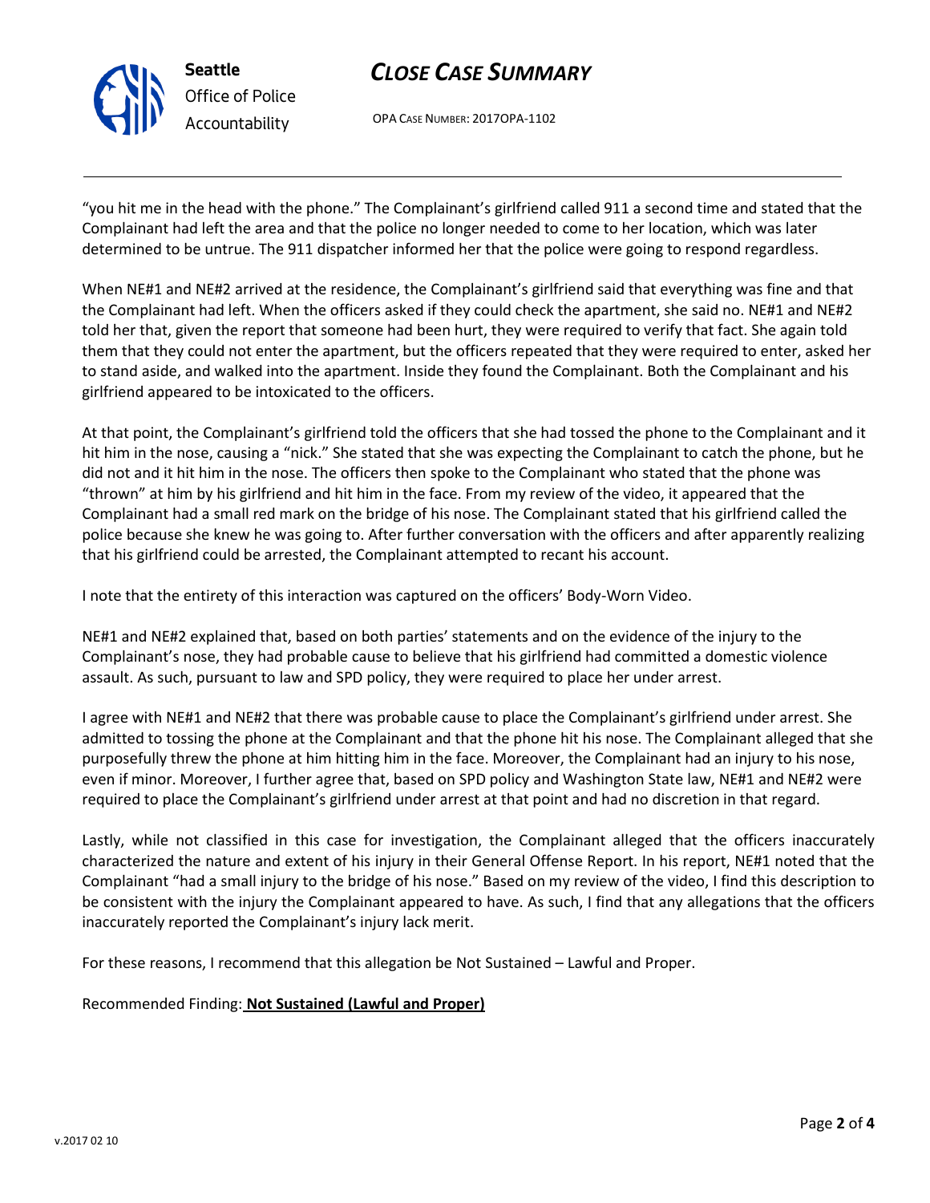"you hit me in the head with the phone." The Complainant's girlfriend called 911 a second time and stated that the Complainant had left the area and that the police no longer needed to come to her location, which was later determined to be untrue. The 911 dispatcher informed her that the police were going to respond regardless.

When NE#1 and NE#2 arrived at the residence, the Complainant's girlfriend said that everything was fine and that the Complainant had left. When the officers asked if they could check the apartment, she said no. NE#1 and NE#2 told her that, given the report that someone had been hurt, they were required to verify that fact. She again told them that they could not enter the apartment, but the officers repeated that they were required to enter, asked her to stand aside, and walked into the apartment. Inside they found the Complainant. Both the Complainant and his girlfriend appeared to be intoxicated to the officers.

At that point, the Complainant's girlfriend told the officers that she had tossed the phone to the Complainant and it hit him in the nose, causing a "nick." She stated that she was expecting the Complainant to catch the phone, but he did not and it hit him in the nose. The officers then spoke to the Complainant who stated that the phone was "thrown" at him by his girlfriend and hit him in the face. From my review of the video, it appeared that the Complainant had a small red mark on the bridge of his nose. The Complainant stated that his girlfriend called the police because she knew he was going to. After further conversation with the officers and after apparently realizing that his girlfriend could be arrested, the Complainant attempted to recant his account.

I note that the entirety of this interaction was captured on the officers' Body-Worn Video.

NE#1 and NE#2 explained that, based on both parties' statements and on the evidence of the injury to the Complainant's nose, they had probable cause to believe that his girlfriend had committed a domestic violence assault. As such, pursuant to law and SPD policy, they were required to place her under arrest.

I agree with NE#1 and NE#2 that there was probable cause to place the Complainant's girlfriend under arrest. She admitted to tossing the phone at the Complainant and that the phone hit his nose. The Complainant alleged that she purposefully threw the phone at him hitting him in the face. Moreover, the Complainant had an injury to his nose, even if minor. Moreover, I further agree that, based on SPD policy and Washington State law, NE#1 and NE#2 were required to place the Complainant's girlfriend under arrest at that point and had no discretion in that regard.

Lastly, while not classified in this case for investigation, the Complainant alleged that the officers inaccurately characterized the nature and extent of his injury in their General Offense Report. In his report, NE#1 noted that the Complainant "had a small injury to the bridge of his nose." Based on my review of the video, I find this description to be consistent with the injury the Complainant appeared to have. As such, I find that any allegations that the officers inaccurately reported the Complainant's injury lack merit.

For these reasons, I recommend that this allegation be Not Sustained – Lawful and Proper.

Recommended Finding: **Not Sustained (Lawful and Proper)**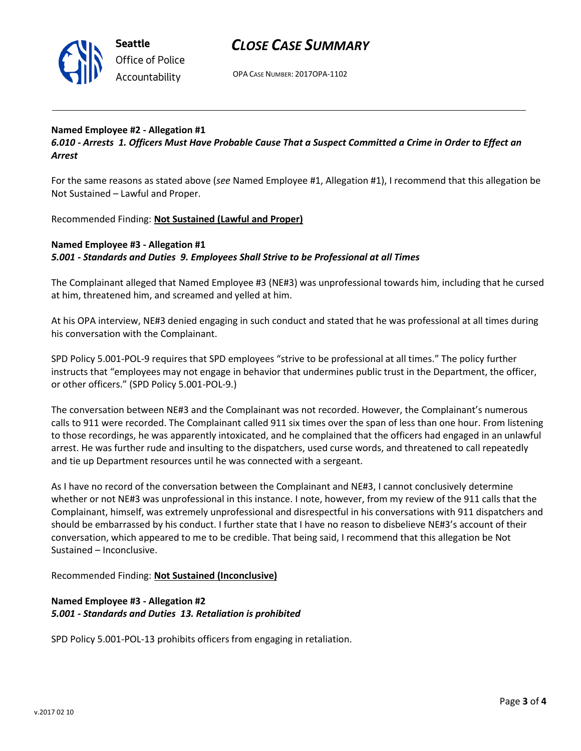**Named Employee #2 - Allegation #1**
***6.010 - Arrests 1. Officers Must Have Probable Cause That a Suspect Committed a Crime in Order to Effect an Arrest***

For the same reasons as stated above (*see* Named Employee #1, Allegation #1), I recommend that this allegation be Not Sustained – Lawful and Proper.

Recommended Finding: **Not Sustained (Lawful and Proper)**

**Named Employee #3 - Allegation #1**
***5.001 - Standards and Duties 9. Employees Shall Strive to be Professional at all Times***

The Complainant alleged that Named Employee #3 (NE#3) was unprofessional towards him, including that he cursed at him, threatened him, and screamed and yelled at him.

At his OPA interview, NE#3 denied engaging in such conduct and stated that he was professional at all times during his conversation with the Complainant.

SPD Policy 5.001-POL-9 requires that SPD employees "strive to be professional at all times." The policy further instructs that "employees may not engage in behavior that undermines public trust in the Department, the officer, or other officers." (SPD Policy 5.001-POL-9.)

The conversation between NE#3 and the Complainant was not recorded. However, the Complainant's numerous calls to 911 were recorded. The Complainant called 911 six times over the span of less than one hour. From listening to those recordings, he was apparently intoxicated, and he complained that the officers had engaged in an unlawful arrest. He was further rude and insulting to the dispatchers, used curse words, and threatened to call repeatedly and tie up Department resources until he was connected with a sergeant.

As I have no record of the conversation between the Complainant and NE#3, I cannot conclusively determine whether or not NE#3 was unprofessional in this instance. I note, however, from my review of the 911 calls that the Complainant, himself, was extremely unprofessional and disrespectful in his conversations with 911 dispatchers and should be embarrassed by his conduct. I further state that I have no reason to disbelieve NE#3's account of their conversation, which appeared to me to be credible. That being said, I recommend that this allegation be Not Sustained – Inconclusive.

Recommended Finding: **Not Sustained (Inconclusive)**

**Named Employee #3 - Allegation #2**
***5.001 - Standards and Duties 13. Retaliation is prohibited***

SPD Policy 5.001-POL-13 prohibits officers from engaging in retaliation.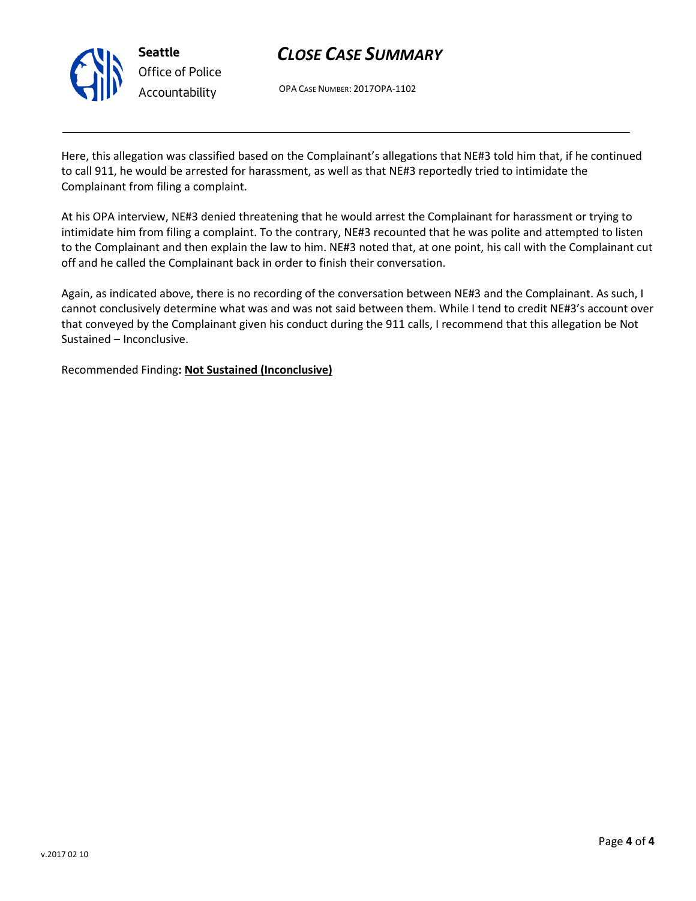Here, this allegation was classified based on the Complainant's allegations that NE#3 told him that, if he continued to call 911, he would be arrested for harassment, as well as that NE#3 reportedly tried to intimidate the Complainant from filing a complaint.

At his OPA interview, NE#3 denied threatening that he would arrest the Complainant for harassment or trying to intimidate him from filing a complaint. To the contrary, NE#3 recounted that he was polite and attempted to listen to the Complainant and then explain the law to him. NE#3 noted that, at one point, his call with the Complainant cut off and he called the Complainant back in order to finish their conversation.

Again, as indicated above, there is no recording of the conversation between NE#3 and the Complainant. As such, I cannot conclusively determine what was and was not said between them. While I tend to credit NE#3's account over that conveyed by the Complainant given his conduct during the 911 calls, I recommend that this allegation be Not Sustained – Inconclusive.

Recommended Finding**: <u>Not Sustained (Inconclusive)</u>**